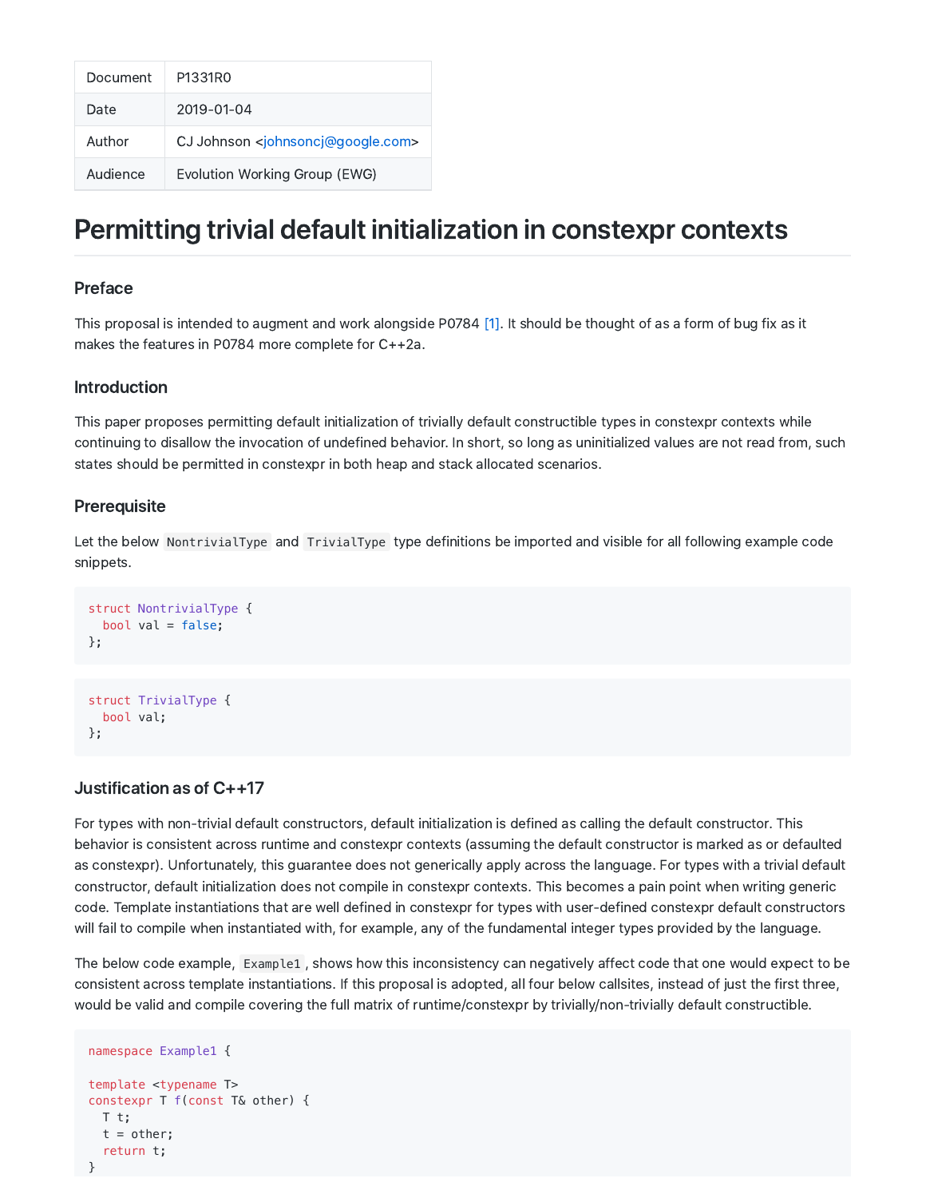| Document | P1331R0 |
| --- | --- |
| Date | 2019-01-04 |
| Author | CJ Johnson <johnsoncj@google.com> |
| Audience | Evolution Working Group (EWG) |

# Permitting trivial default initialization in constexpr contexts

## Preface

This proposal is intended to augment and work alongside P0784 [1]. It should be thought of as a form of bug fix as it makes the features in P0784 more complete for C++2a.

## Introduction

This paper proposes permitting default initialization of trivially default constructible types in constexpr contexts while continuing to disallow the invocation of undefined behavior. In short, so long as uninitialized values are not read from, such states should be permitted in constexpr in both heap and stack allocated scenarios.

## Prerequisite

Let the below `NontrivialType` and `TrivialType` type definitions be imported and visible for all following example code snippets.

```
struct NontrivialType {
  bool val = false;
};
```

```
struct TrivialType {
  bool val;
};
```

## Justification as of C++17

For types with non-trivial default constructors, default initialization is defined as calling the default constructor. This behavior is consistent across runtime and constexpr contexts (assuming the default constructor is marked as or defaulted as constexpr). Unfortunately, this guarantee does not generically apply across the language. For types with a trivial default constructor, default initialization does not compile in constexpr contexts. This becomes a pain point when writing generic code. Template instantiations that are well defined in constexpr for types with user-defined constexpr default constructors will fail to compile when instantiated with, for example, any of the fundamental integer types provided by the language.

The below code example, `Example1`, shows how this inconsistency can negatively affect code that one would expect to be consistent across template instantiations. If this proposal is adopted, all four below callsites, instead of just the first three, would be valid and compile covering the full matrix of runtime/constexpr by trivially/non-trivially default constructible.

```
namespace Example1 {

template <typename T>
constexpr T f(const T& other) {
  T t;
  t = other;
  return t;
}
```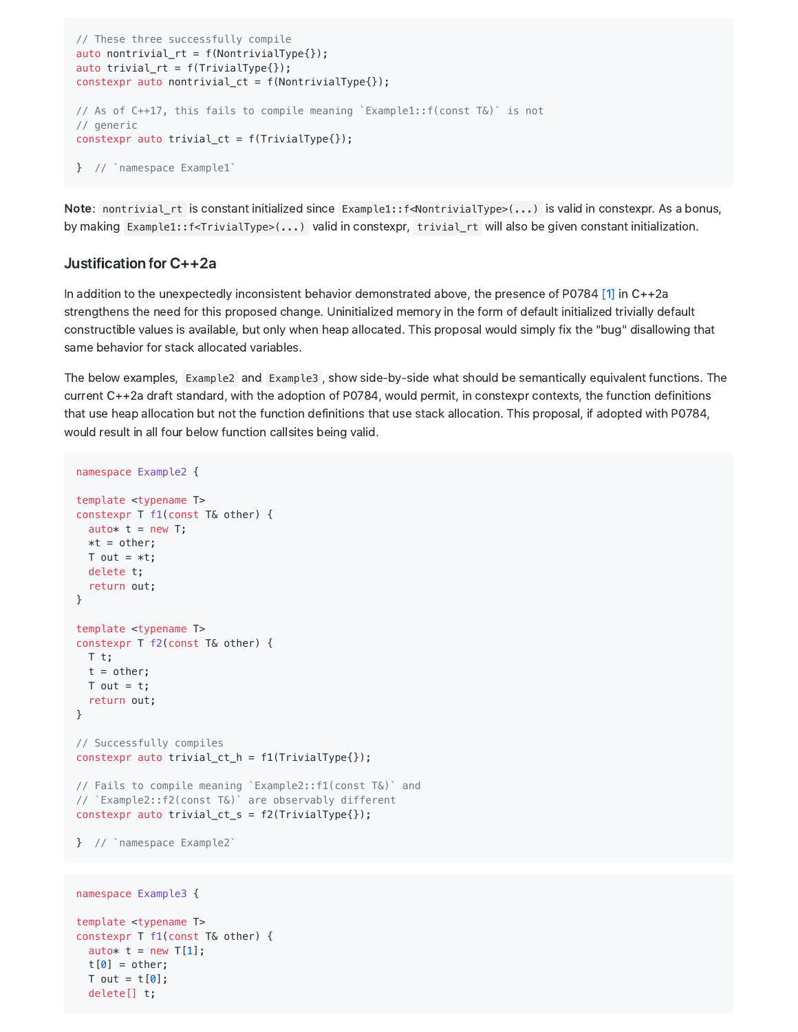```
// These three successfully compile
auto nontrivial_rt = f(NontrivialType{});
auto trivial_rt = f(TrivialType{});
constexpr auto nontrivial_ct = f(NontrivialType{});

// As of C++17, this fails to compile meaning `Example1::f(const T&)` is not
// generic
constexpr auto trivial_ct = f(TrivialType{});

}  // `namespace Example1`
```

**Note**: `nontrivial_rt` is constant initialized since `Example1::f<NontrivialType>(...)` is valid in constexpr. As a bonus, by making `Example1::f<TrivialType>(...)` valid in constexpr, `trivial_rt` will also be given constant initialization.

## Justification for C++2a

In addition to the unexpectedly inconsistent behavior demonstrated above, the presence of P0784 [1] in C++2a strengthens the need for this proposed change. Uninitialized memory in the form of default initialized trivially default constructible values is available, but only when heap allocated. This proposal would simply fix the "bug" disallowing that same behavior for stack allocated variables.

The below examples, `Example2` and `Example3`, show side-by-side what should be semantically equivalent functions. The current C++2a draft standard, with the adoption of P0784, would permit, in constexpr contexts, the function definitions that use heap allocation but not the function definitions that use stack allocation. This proposal, if adopted with P0784, would result in all four below function callsites being valid.

```
namespace Example2 {

template <typename T>
constexpr T f1(const T& other) {
  auto* t = new T;
  *t = other;
  T out = *t;
  delete t;
  return out;
}

template <typename T>
constexpr T f2(const T& other) {
  T t;
  t = other;
  T out = t;
  return out;
}

// Successfully compiles
constexpr auto trivial_ct_h = f1(TrivialType{});

// Fails to compile meaning `Example2::f1(const T&)` and
// `Example2::f2(const T&)` are observably different
constexpr auto trivial_ct_s = f2(TrivialType{});

}  // `namespace Example2`
```

```
namespace Example3 {

template <typename T>
constexpr T f1(const T& other) {
  auto* t = new T[1];
  t[0] = other;
  T out = t[0];
  delete[] t;
```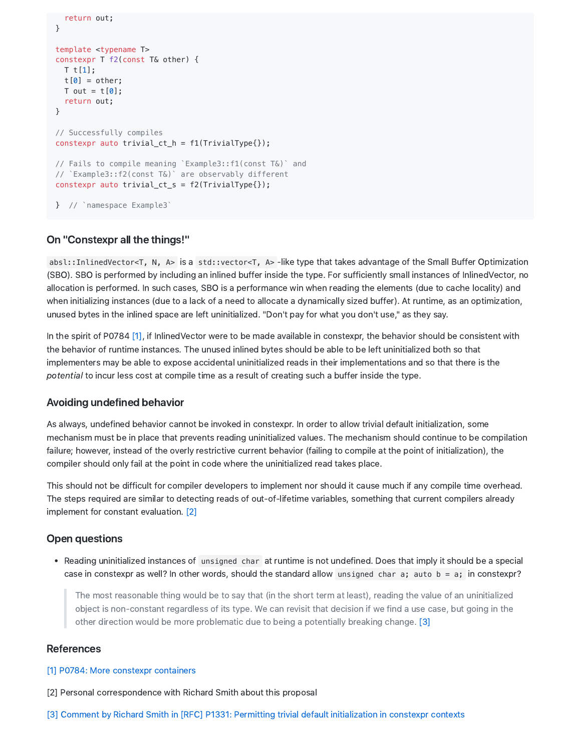```
  return out;
}

template <typename T>
constexpr T f2(const T& other) {
  T t[1];
  t[0] = other;
  T out = t[0];
  return out;
}

// Successfully compiles
constexpr auto trivial_ct_h = f1(TrivialType{});

// Fails to compile meaning `Example3::f1(const T&)` and
// `Example3::f2(const T&)` are observably different
constexpr auto trivial_ct_s = f2(TrivialType{});

}  // `namespace Example3`
```

## On "Constexpr all the things!"

`absl::InlinedVector<T, N, A>` is a `std::vector<T, A>`-like type that takes advantage of the Small Buffer Optimization (SBO). SBO is performed by including an inlined buffer inside the type. For sufficiently small instances of InlinedVector, no allocation is performed. In such cases, SBO is a performance win when reading the elements (due to cache locality) and when initializing instances (due to a lack of a need to allocate a dynamically sized buffer). At runtime, as an optimization, unused bytes in the inlined space are left uninitialized. "Don't pay for what you don't use," as they say.

In the spirit of P0784 [1], if InlinedVector were to be made available in constexpr, the behavior should be consistent with the behavior of runtime instances. The unused inlined bytes should be able to be left uninitialized both so that implementers may be able to expose accidental uninitialized reads in their implementations and so that there is the *potential* to incur less cost at compile time as a result of creating such a buffer inside the type.

## Avoiding undefined behavior

As always, undefined behavior cannot be invoked in constexpr. In order to allow trivial default initialization, some mechanism must be in place that prevents reading uninitialized values. The mechanism should continue to be compilation failure; however, instead of the overly restrictive current behavior (failing to compile at the point of initialization), the compiler should only fail at the point in code where the uninitialized read takes place.

This should not be difficult for compiler developers to implement nor should it cause much if any compile time overhead. The steps required are similar to detecting reads of out-of-lifetime variables, something that current compilers already implement for constant evaluation. [2]

## Open questions

- Reading uninitialized instances of `unsigned char` at runtime is not undefined. Does that imply it should be a special case in constexpr as well? In other words, should the standard allow `unsigned char a; auto b = a;` in constexpr?

  > The most reasonable thing would be to say that (in the short term at least), reading the value of an uninitialized object is non-constant regardless of its type. We can revisit that decision if we find a use case, but going in the other direction would be more problematic due to being a potentially breaking change. [3]

## References

[1] P0784: More constexpr containers

[2] Personal correspondence with Richard Smith about this proposal

[3] Comment by Richard Smith in [RFC] P1331: Permitting trivial default initialization in constexpr contexts